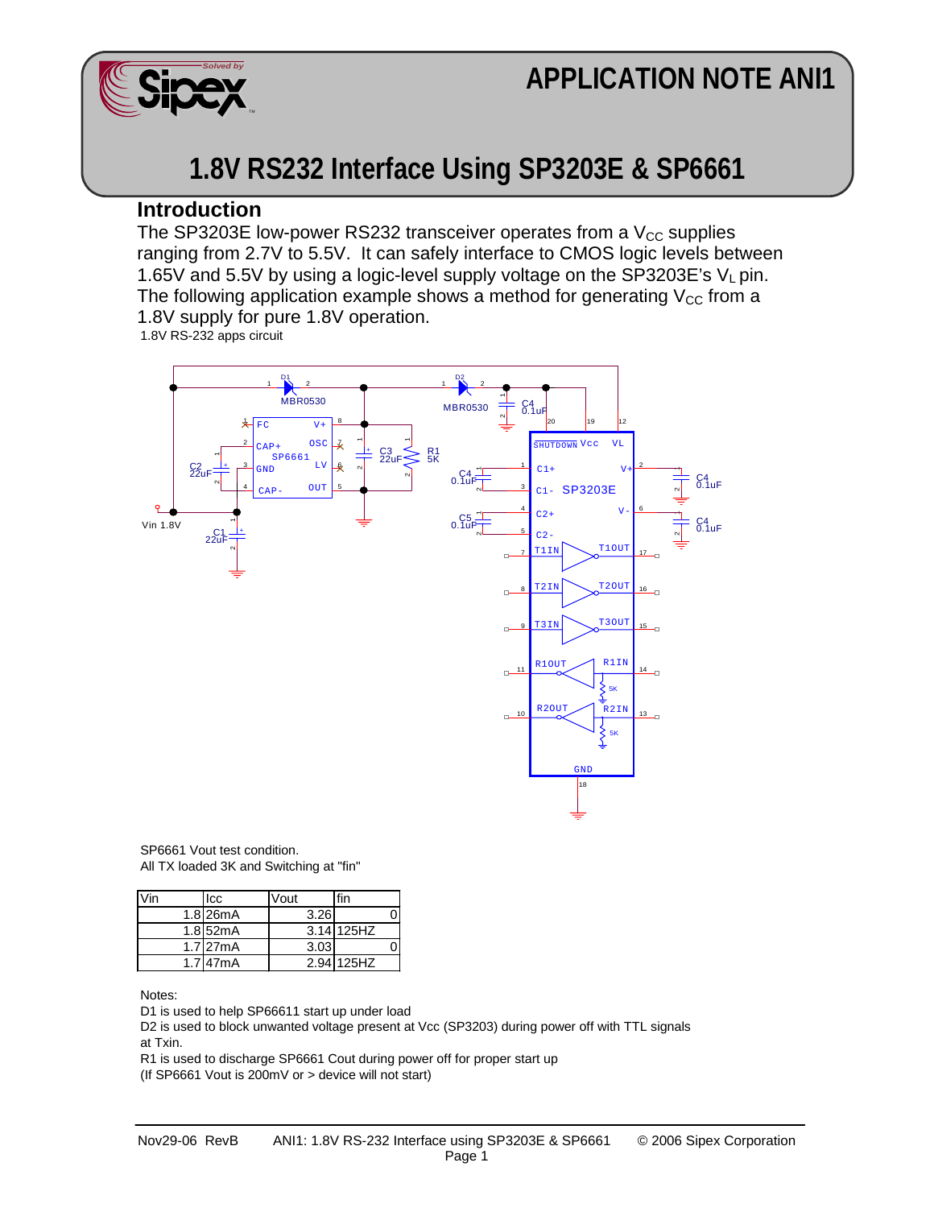# APPLICATION NOTE ANI1

# 1.8V RS232 Interface Using SP3203E & SP6661

## Introduction

The SP3203E low-power RS232 transceiver operates from a $V_{CC}$ supplies ranging from 2.7V to 5.5V. It can safely interface to CMOS logic levels between 1.65V and 5.5V by using a logic-level supply voltage on the SP3203E's $V_L$ pin. The following application example shows a method for generating $V_{CC}$ from a 1.8V supply for pure 1.8V operation.

1.8V RS-232 apps circuit

SP6661 Vout test condition.
All TX loaded 3K and Switching at "fin"

| Vin | Icc | Vout | fin |
|---|---|---|---|
| 1.8 | 26mA | 3.26 | 0 |
| 1.8 | 52mA | 3.14 | 125HZ |
| 1.7 | 27mA | 3.03 | 0 |
| 1.7 | 47mA | 2.94 | 125HZ |

Notes:

D1 is used to help SP66611 start up under load

D2 is used to block unwanted voltage present at Vcc (SP3203) during power off with TTL signals at Txin.

R1 is used to discharge SP6661 Cout during power off for proper start up

(If SP6661 Vout is 200mV or > device will not start)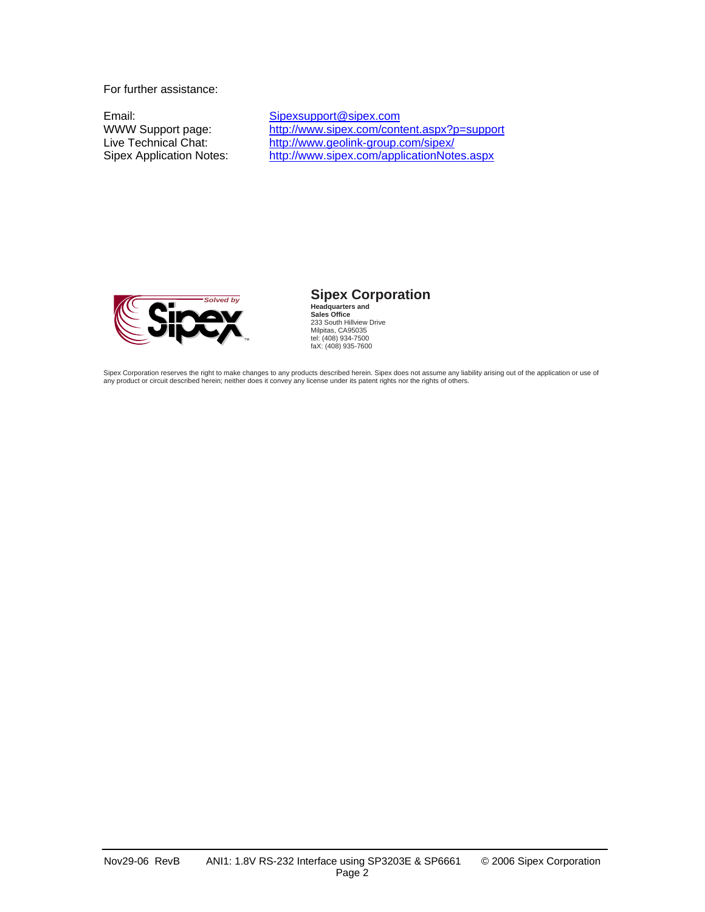For further assistance:

| | |
|---|---|
| Email: | Sipexsupport@sipex.com |
| WWW Support page: | http://www.sipex.com/content.aspx?p=support |
| Live Technical Chat: | http://www.geolink-group.com/sipex/ |
| Sipex Application Notes: | http://www.sipex.com/applicationNotes.aspx |

## Sipex Corporation

**Headquarters and**
**Sales Office**
233 South Hillview Drive
Milpitas, CA95035
tel: (408) 934-7500
faX: (408) 935-7600

Sipex Corporation reserves the right to make changes to any products described herein. Sipex does not assume any liability arising out of the application or use of any product or circuit described herein; neither does it convey any license under its patent rights nor the rights of others.